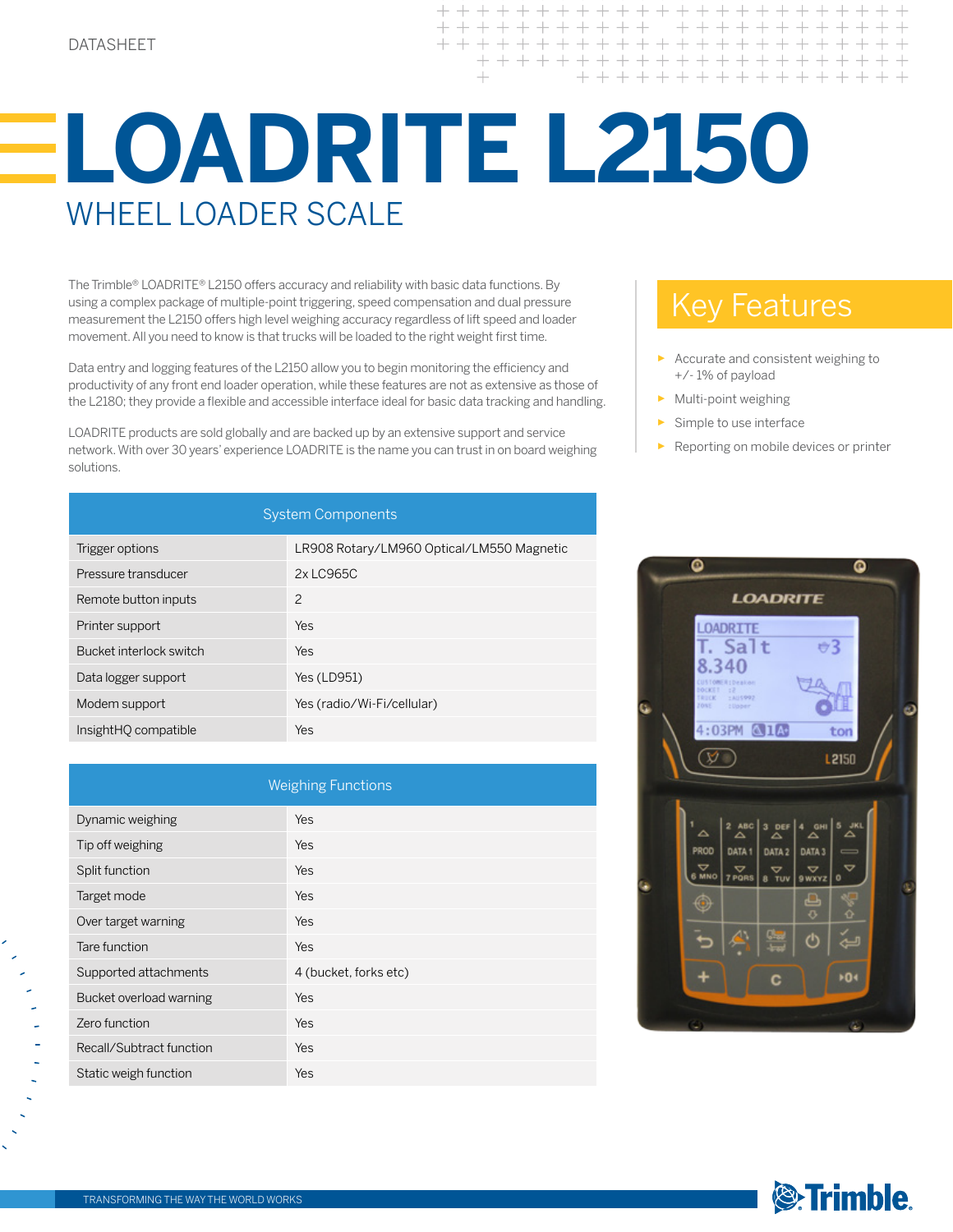DATASHEET

# LOADRITE L2150

## WHEEL LOADER SCALE

The Trimble® LOADRITE® L2150 offers accuracy and reliability with basic data functions. By using a complex package of multiple-point triggering, speed compensation and dual pressure measurement the L2150 offers high level weighing accuracy regardless of lift speed and loader movement. All you need to know is that trucks will be loaded to the right weight first time.

Data entry and logging features of the L2150 allow you to begin monitoring the efficiency and productivity of any front end loader operation, while these features are not as extensive as those of the L2180; they provide a flexible and accessible interface ideal for basic data tracking and handling.

LOADRITE products are sold globally and are backed up by an extensive support and service network. With over 30 years' experience LOADRITE is the name you can trust in on board weighing solutions.

## Key Features

- Accurate and consistent weighing to +/- 1% of payload
- Multi-point weighing
- Simple to use interface
- Reporting on mobile devices or printer

| System Components | |
|---|---|
| Trigger options | LR908 Rotary/LM960 Optical/LM550 Magnetic |
| Pressure transducer | 2x LC965C |
| Remote button inputs | 2 |
| Printer support | Yes |
| Bucket interlock switch | Yes |
| Data logger support | Yes (LD951) |
| Modem support | Yes (radio/Wi-Fi/cellular) |
| InsightHQ compatible | Yes |

| Weighing Functions | |
|---|---|
| Dynamic weighing | Yes |
| Tip off weighing | Yes |
| Split function | Yes |
| Target mode | Yes |
| Over target warning | Yes |
| Tare function | Yes |
| Supported attachments | 4 (bucket, forks etc) |
| Bucket overload warning | Yes |
| Zero function | Yes |
| Recall/Subtract function | Yes |
| Static weigh function | Yes |

TRANSFORMING THE WAY THE WORLD WORKS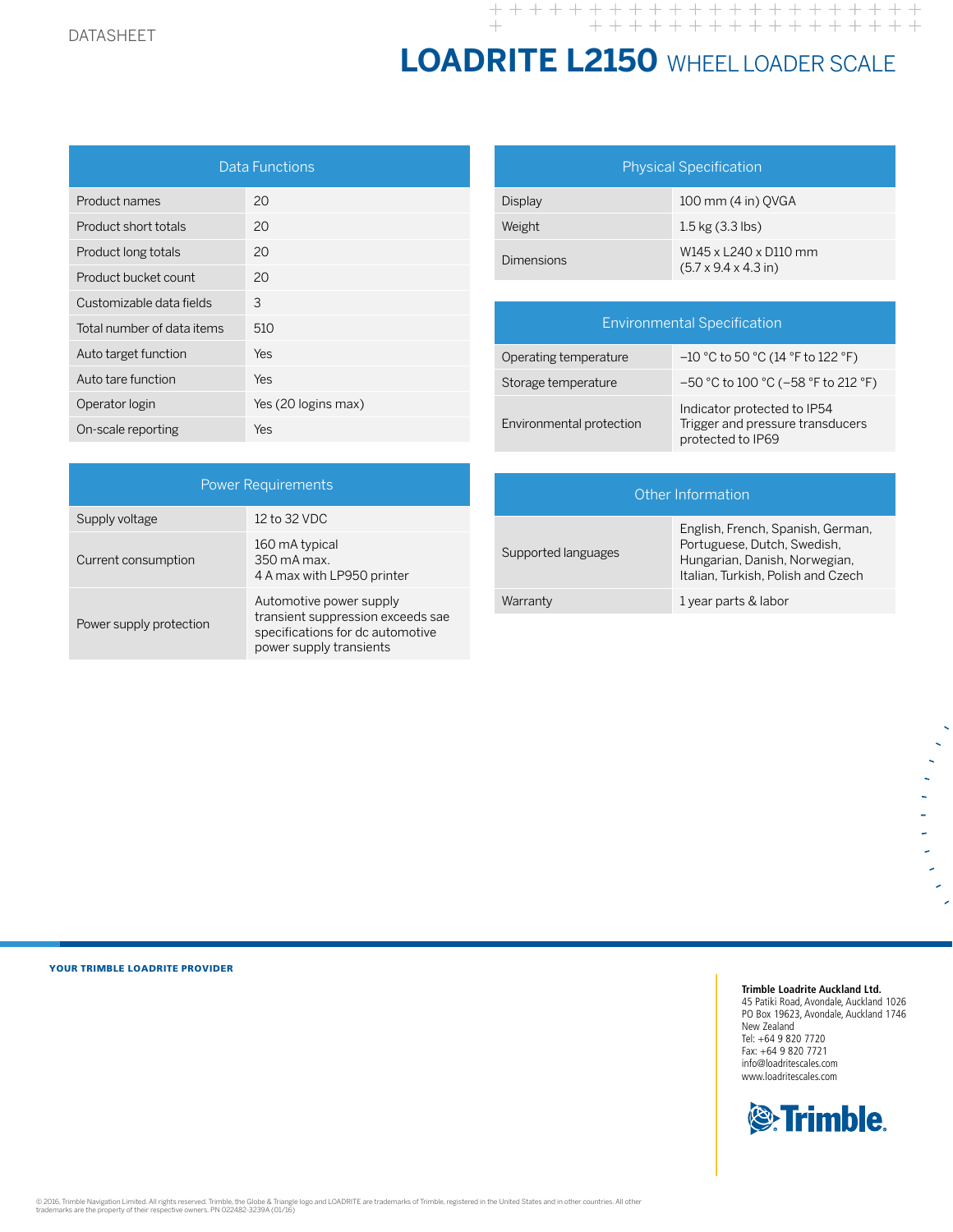DATASHEET

# LOADRITE L2150 WHEEL LOADER SCALE

| Data Functions | |
|---|---|
| Product names | 20 |
| Product short totals | 20 |
| Product long totals | 20 |
| Product bucket count | 20 |
| Customizable data fields | 3 |
| Total number of data items | 510 |
| Auto target function | Yes |
| Auto tare function | Yes |
| Operator login | Yes (20 logins max) |
| On-scale reporting | Yes |

| Power Requirements | |
|---|---|
| Supply voltage | 12 to 32 VDC |
| Current consumption | 160 mA typical<br>350 mA max.<br>4 A max with LP950 printer |
| Power supply protection | Automotive power supply transient suppression exceeds sae specifications for dc automotive power supply transients |

| Physical Specification | |
|---|---|
| Display | 100 mm (4 in) QVGA |
| Weight | 1.5 kg (3.3 lbs) |
| Dimensions | W145 x L240 x D110 mm<br>(5.7 x 9.4 x 4.3 in) |

| Environmental Specification | |
|---|---|
| Operating temperature | –10 °C to 50 °C (14 °F to 122 °F) |
| Storage temperature | –50 °C to 100 °C (–58 °F to 212 °F) |
| Environmental protection | Indicator protected to IP54<br>Trigger and pressure transducers protected to IP69 |

| Other Information | |
|---|---|
| Supported languages | English, French, Spanish, German, Portuguese, Dutch, Swedish, Hungarian, Danish, Norwegian, Italian, Turkish, Polish and Czech |
| Warranty | 1 year parts & labor |

**YOUR TRIMBLE LOADRITE PROVIDER**

**Trimble Loadrite Auckland Ltd.**
45 Patiki Road, Avondale, Auckland 1026
PO Box 19623, Avondale, Auckland 1746
New Zealand
Tel: +64 9 820 7720
Fax: +64 9 820 7721
info@loadritescales.com
www.loadritescales.com

Trimble.

© 2016, Trimble Navigation Limited. All rights reserved. Trimble, the Globe & Triangle logo and LOADRITE are trademarks of Trimble, registered in the United States and in other countries. All other trademarks are the property of their respective owners. PN 022482-3239A (01/16)